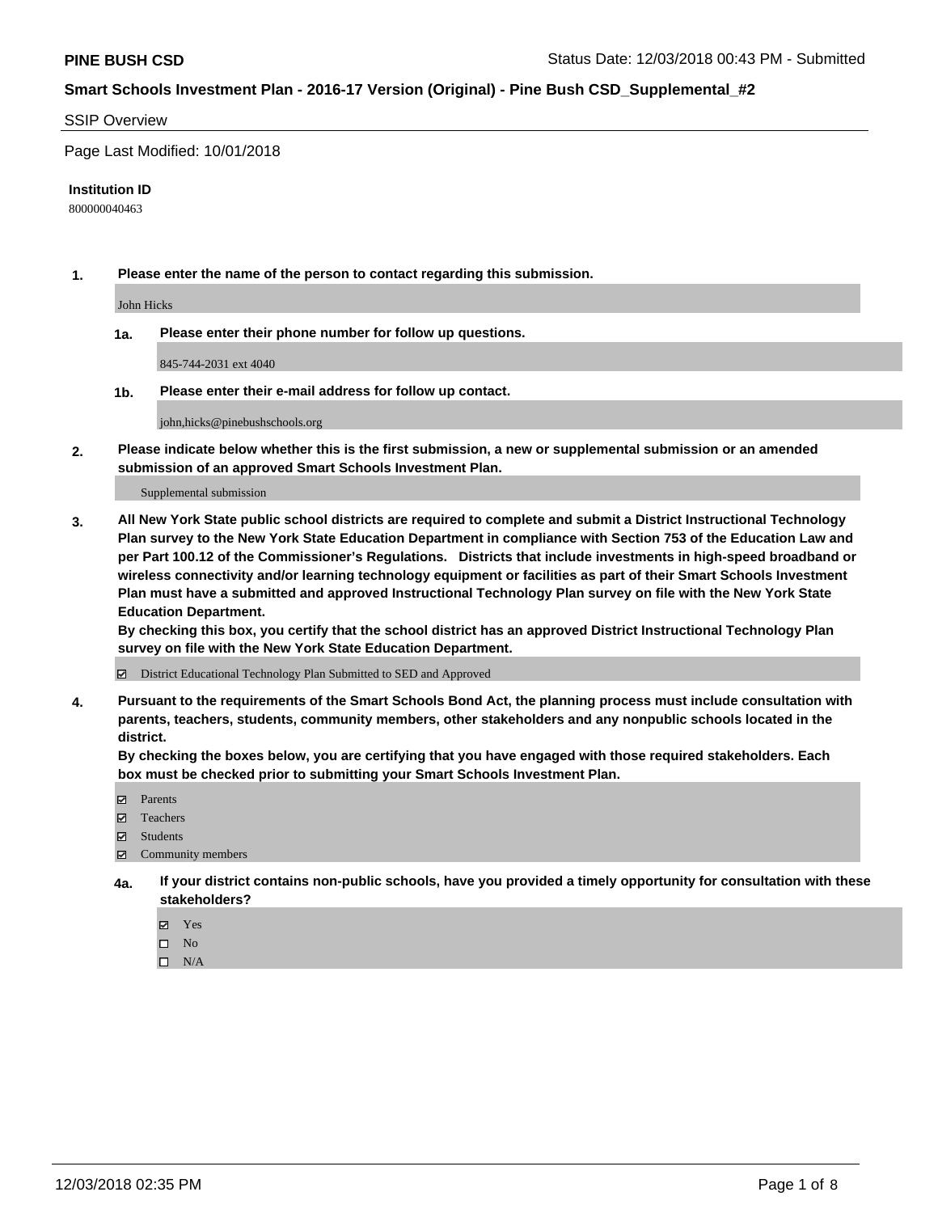**PINE BUSH CSD**

Status Date: 12/03/2018 00:43 PM - Submitted

**Smart Schools Investment Plan - 2016-17 Version (Original) - Pine Bush CSD_Supplemental_#2**

SSIP Overview

Page Last Modified: 10/01/2018

**Institution ID**

800000040463

**1. Please enter the name of the person to contact regarding this submission.**

John Hicks

**1a. Please enter their phone number for follow up questions.**

845-744-2031 ext 4040

**1b. Please enter their e-mail address for follow up contact.**

john,hicks@pinebushschools.org

**2. Please indicate below whether this is the first submission, a new or supplemental submission or an amended submission of an approved Smart Schools Investment Plan.**

Supplemental submission

**3. All New York State public school districts are required to complete and submit a District Instructional Technology Plan survey to the New York State Education Department in compliance with Section 753 of the Education Law and per Part 100.12 of the Commissioner's Regulations. Districts that include investments in high-speed broadband or wireless connectivity and/or learning technology equipment or facilities as part of their Smart Schools Investment Plan must have a submitted and approved Instructional Technology Plan survey on file with the New York State Education Department.**
**By checking this box, you certify that the school district has an approved District Instructional Technology Plan survey on file with the New York State Education Department.**

☑ District Educational Technology Plan Submitted to SED and Approved

**4. Pursuant to the requirements of the Smart Schools Bond Act, the planning process must include consultation with parents, teachers, students, community members, other stakeholders and any nonpublic schools located in the district.**
**By checking the boxes below, you are certifying that you have engaged with those required stakeholders. Each box must be checked prior to submitting your Smart Schools Investment Plan.**

☑ Parents
☑ Teachers
☑ Students
☑ Community members

**4a. If your district contains non-public schools, have you provided a timely opportunity for consultation with these stakeholders?**

☑ Yes
☐ No
☐ N/A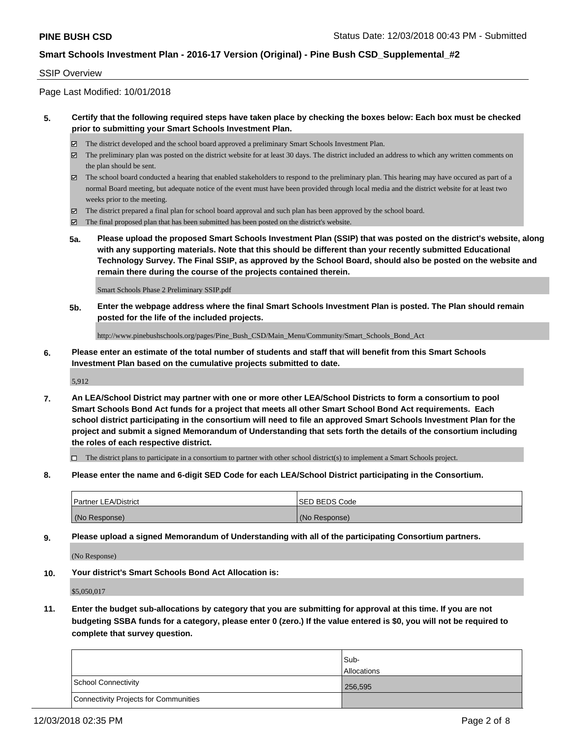## SSIP Overview

Page Last Modified: 10/01/2018

**5. Certify that the following required steps have taken place by checking the boxes below: Each box must be checked prior to submitting your Smart Schools Investment Plan.**

- ☑ The district developed and the school board approved a preliminary Smart Schools Investment Plan.
- ☑ The preliminary plan was posted on the district website for at least 30 days. The district included an address to which any written comments on the plan should be sent.
- ☑ The school board conducted a hearing that enabled stakeholders to respond to the preliminary plan. This hearing may have occured as part of a normal Board meeting, but adequate notice of the event must have been provided through local media and the district website for at least two weeks prior to the meeting.
- ☑ The district prepared a final plan for school board approval and such plan has been approved by the school board.
- ☑ The final proposed plan that has been submitted has been posted on the district's website.

**5a. Please upload the proposed Smart Schools Investment Plan (SSIP) that was posted on the district's website, along with any supporting materials. Note that this should be different than your recently submitted Educational Technology Survey. The Final SSIP, as approved by the School Board, should also be posted on the website and remain there during the course of the projects contained therein.**

Smart Schools Phase 2 Preliminary SSIP.pdf

**5b. Enter the webpage address where the final Smart Schools Investment Plan is posted. The Plan should remain posted for the life of the included projects.**

http://www.pinebushschools.org/pages/Pine_Bush_CSD/Main_Menu/Community/Smart_Schools_Bond_Act

**6. Please enter an estimate of the total number of students and staff that will benefit from this Smart Schools Investment Plan based on the cumulative projects submitted to date.**

5,912

**7. An LEA/School District may partner with one or more other LEA/School Districts to form a consortium to pool Smart Schools Bond Act funds for a project that meets all other Smart School Bond Act requirements. Each school district participating in the consortium will need to file an approved Smart Schools Investment Plan for the project and submit a signed Memorandum of Understanding that sets forth the details of the consortium including the roles of each respective district.**

- ☐ The district plans to participate in a consortium to partner with other school district(s) to implement a Smart Schools project.

**8. Please enter the name and 6-digit SED Code for each LEA/School District participating in the Consortium.**

| Partner LEA/District | SED BEDS Code |
|---|---|
| (No Response) | (No Response) |

**9. Please upload a signed Memorandum of Understanding with all of the participating Consortium partners.**

(No Response)

**10. Your district's Smart Schools Bond Act Allocation is:**

$5,050,017

**11. Enter the budget sub-allocations by category that you are submitting for approval at this time. If you are not budgeting SSBA funds for a category, please enter 0 (zero.) If the value entered is $0, you will not be required to complete that survey question.**

| | Sub-Allocations |
|---|---|
| School Connectivity | 256,595 |
| Connectivity Projects for Communities | |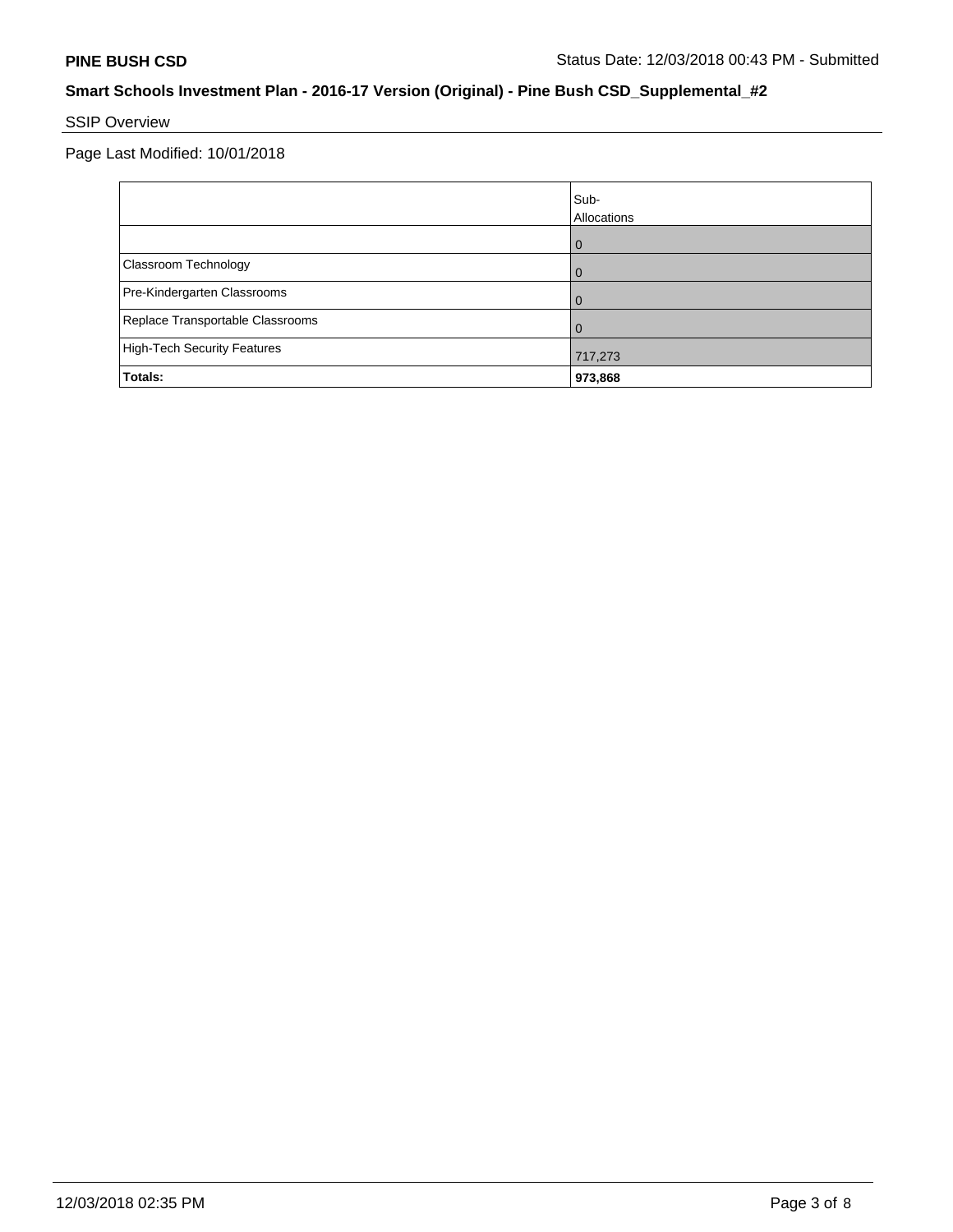**PINE BUSH CSD** Status Date: 12/03/2018 00:43 PM - Submitted

## Smart Schools Investment Plan - 2016-17 Version (Original) - Pine Bush CSD_Supplemental_#2

SSIP Overview

Page Last Modified: 10/01/2018

| | Sub-Allocations |
|---|---|
| | 0 |
| Classroom Technology | 0 |
| Pre-Kindergarten Classrooms | 0 |
| Replace Transportable Classrooms | 0 |
| High-Tech Security Features | 717,273 |
| **Totals:** | **973,868** |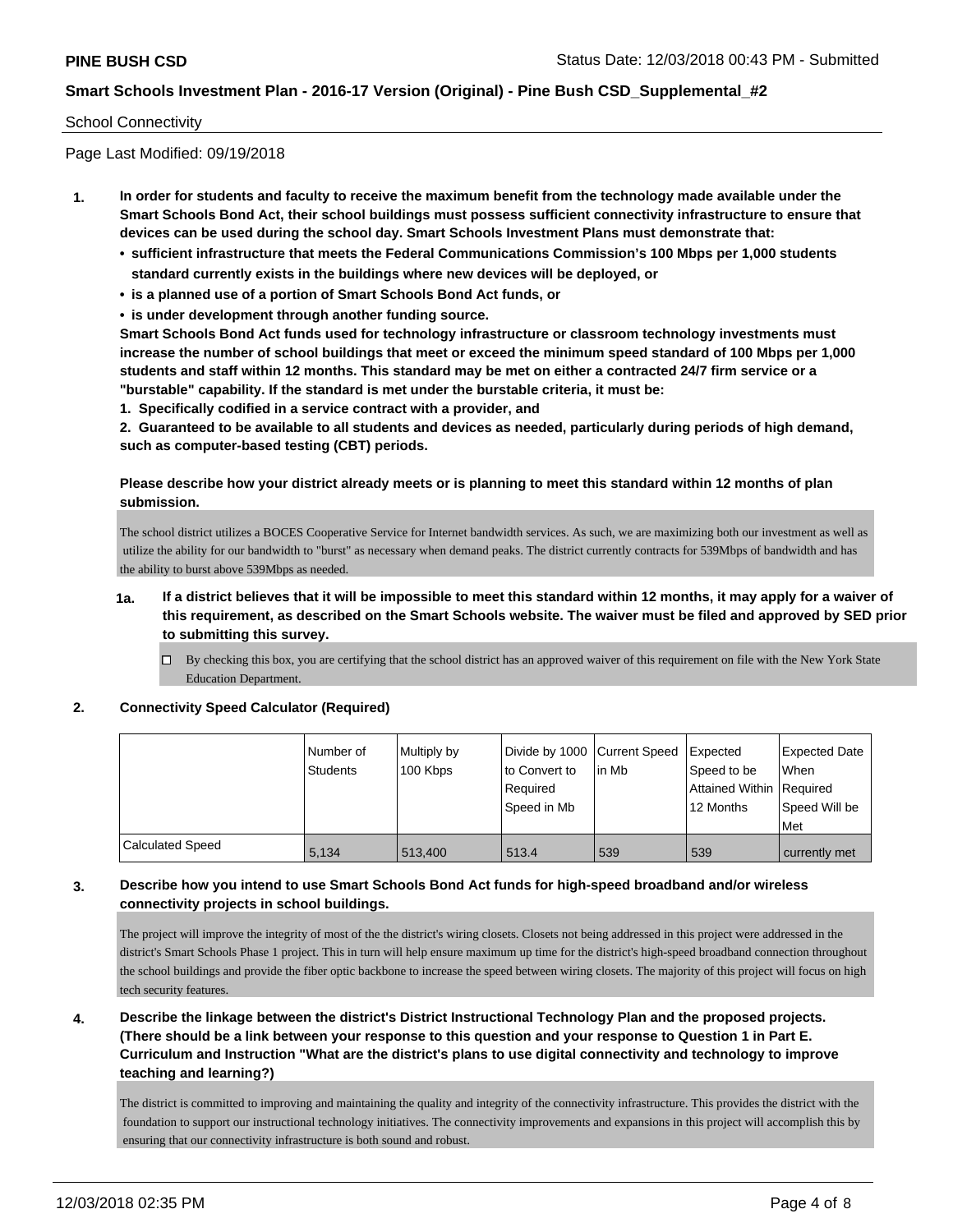School Connectivity

Page Last Modified: 09/19/2018

1. **In order for students and faculty to receive the maximum benefit from the technology made available under the Smart Schools Bond Act, their school buildings must possess sufficient connectivity infrastructure to ensure that devices can be used during the school day. Smart Schools Investment Plans must demonstrate that:**
   - **sufficient infrastructure that meets the Federal Communications Commission's 100 Mbps per 1,000 students standard currently exists in the buildings where new devices will be deployed, or**
   - **is a planned use of a portion of Smart Schools Bond Act funds, or**
   - **is under development through another funding source.**

   **Smart Schools Bond Act funds used for technology infrastructure or classroom technology investments must increase the number of school buildings that meet or exceed the minimum speed standard of 100 Mbps per 1,000 students and staff within 12 months. This standard may be met on either a contracted 24/7 firm service or a "burstable" capability. If the standard is met under the burstable criteria, it must be:**

   **1. Specifically codified in a service contract with a provider, and**

   **2. Guaranteed to be available to all students and devices as needed, particularly during periods of high demand, such as computer-based testing (CBT) periods.**

   **Please describe how your district already meets or is planning to meet this standard within 12 months of plan submission.**

   The school district utilizes a BOCES Cooperative Service for Internet bandwidth services. As such, we are maximizing both our investment as well as utilize the ability for our bandwidth to "burst" as necessary when demand peaks. The district currently contracts for 539Mbps of bandwidth and has the ability to burst above 539Mbps as needed.

   **1a. If a district believes that it will be impossible to meet this standard within 12 months, it may apply for a waiver of this requirement, as described on the Smart Schools website. The waiver must be filed and approved by SED prior to submitting this survey.**

   ☐ By checking this box, you are certifying that the school district has an approved waiver of this requirement on file with the New York State Education Department.

2. **Connectivity Speed Calculator (Required)**

| | Number of Students | Multiply by 100 Kbps | Divide by 1000 to Convert to Required Speed in Mb | Current Speed in Mb | Expected Speed to be Attained Within 12 Months | Expected Date When Required Speed Will be Met |
|---|---|---|---|---|---|---|
| Calculated Speed | 5,134 | 513,400 | 513.4 | 539 | 539 | currently met |

3. **Describe how you intend to use Smart Schools Bond Act funds for high-speed broadband and/or wireless connectivity projects in school buildings.**

   The project will improve the integrity of most of the the district's wiring closets. Closets not being addressed in this project were addressed in the district's Smart Schools Phase 1 project. This in turn will help ensure maximum up time for the district's high-speed broadband connection throughout the school buildings and provide the fiber optic backbone to increase the speed between wiring closets. The majority of this project will focus on high tech security features.

4. **Describe the linkage between the district's District Instructional Technology Plan and the proposed projects. (There should be a link between your response to this question and your response to Question 1 in Part E. Curriculum and Instruction "What are the district's plans to use digital connectivity and technology to improve teaching and learning?)**

   The district is committed to improving and maintaining the quality and integrity of the connectivity infrastructure. This provides the district with the foundation to support our instructional technology initiatives. The connectivity improvements and expansions in this project will accomplish this by ensuring that our connectivity infrastructure is both sound and robust.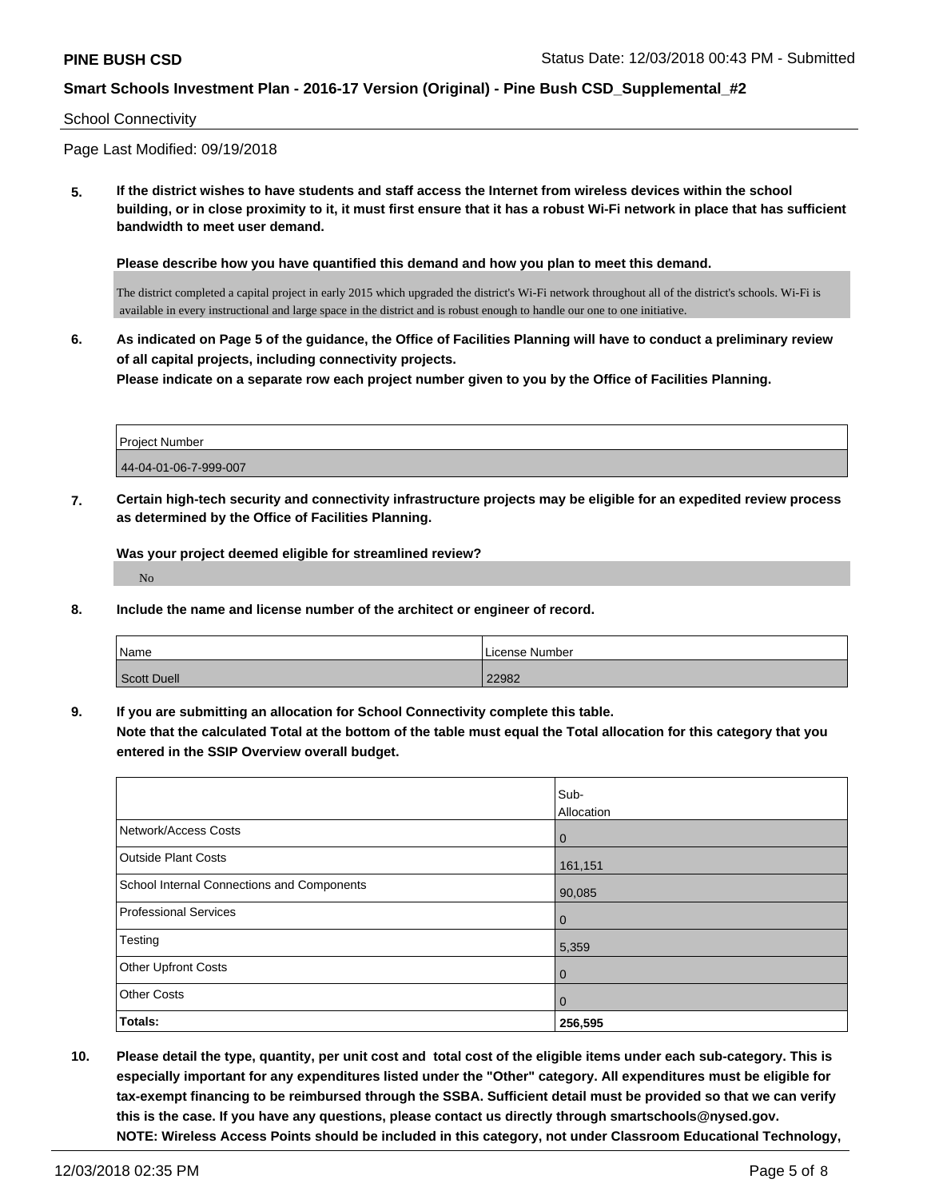School Connectivity

Page Last Modified: 09/19/2018

**5. If the district wishes to have students and staff access the Internet from wireless devices within the school building, or in close proximity to it, it must first ensure that it has a robust Wi-Fi network in place that has sufficient bandwidth to meet user demand.**

**Please describe how you have quantified this demand and how you plan to meet this demand.**

The district completed a capital project in early 2015 which upgraded the district's Wi-Fi network throughout all of the district's schools. Wi-Fi is available in every instructional and large space in the district and is robust enough to handle our one to one initiative.

**6. As indicated on Page 5 of the guidance, the Office of Facilities Planning will have to conduct a preliminary review of all capital projects, including connectivity projects.**
**Please indicate on a separate row each project number given to you by the Office of Facilities Planning.**

| Project Number |
| --- |
| 44-04-01-06-7-999-007 |

**7. Certain high-tech security and connectivity infrastructure projects may be eligible for an expedited review process as determined by the Office of Facilities Planning.**

**Was your project deemed eligible for streamlined review?**

No

**8. Include the name and license number of the architect or engineer of record.**

| Name | License Number |
| --- | --- |
| Scott Duell | 22982 |

**9. If you are submitting an allocation for School Connectivity complete this table.**
**Note that the calculated Total at the bottom of the table must equal the Total allocation for this category that you entered in the SSIP Overview overall budget.**

| | Sub-Allocation |
| --- | --- |
| Network/Access Costs | 0 |
| Outside Plant Costs | 161,151 |
| School Internal Connections and Components | 90,085 |
| Professional Services | 0 |
| Testing | 5,359 |
| Other Upfront Costs | 0 |
| Other Costs | 0 |
| **Totals:** | **256,595** |

**10. Please detail the type, quantity, per unit cost and total cost of the eligible items under each sub-category. This is especially important for any expenditures listed under the "Other" category. All expenditures must be eligible for tax-exempt financing to be reimbursed through the SSBA. Sufficient detail must be provided so that we can verify this is the case. If you have any questions, please contact us directly through smartschools@nysed.gov.**
**NOTE: Wireless Access Points should be included in this category, not under Classroom Educational Technology,**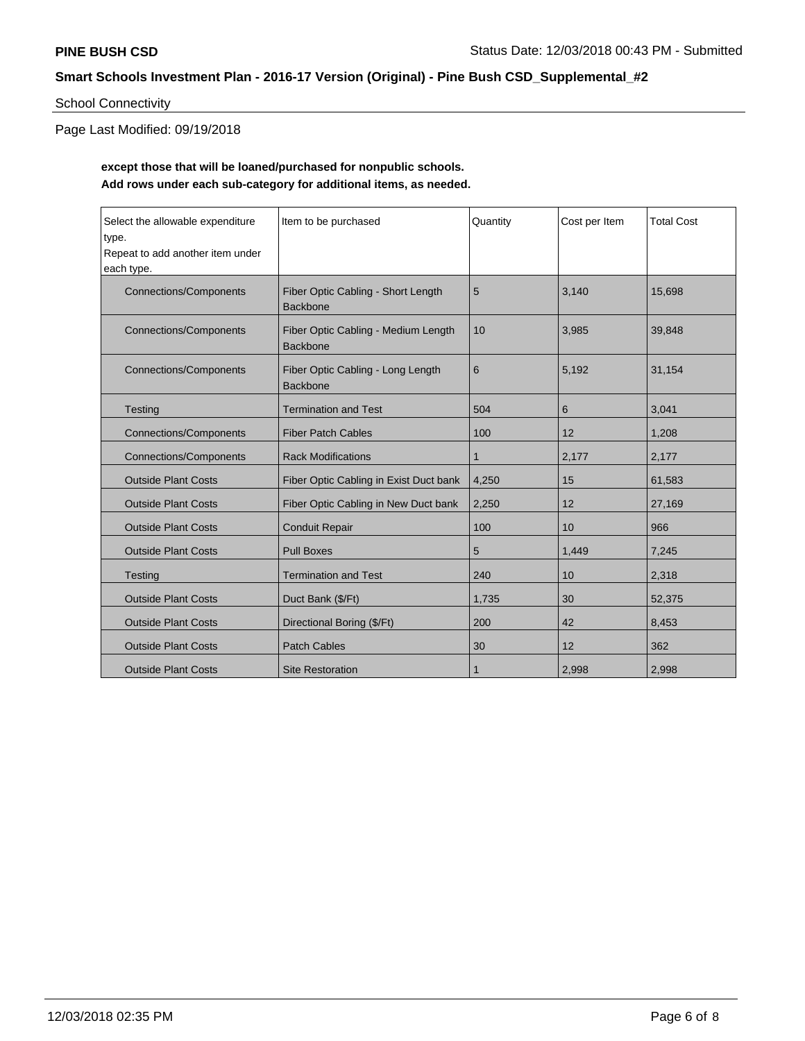School Connectivity

Page Last Modified: 09/19/2018

**except those that will be loaned/purchased for nonpublic schools.**
**Add rows under each sub-category for additional items, as needed.**

| Select the allowable expenditure type. Repeat to add another item under each type. | Item to be purchased | Quantity | Cost per Item | Total Cost |
|---|---|---|---|---|
| Connections/Components | Fiber Optic Cabling - Short Length Backbone | 5 | 3,140 | 15,698 |
| Connections/Components | Fiber Optic Cabling - Medium Length Backbone | 10 | 3,985 | 39,848 |
| Connections/Components | Fiber Optic Cabling - Long Length Backbone | 6 | 5,192 | 31,154 |
| Testing | Termination and Test | 504 | 6 | 3,041 |
| Connections/Components | Fiber Patch Cables | 100 | 12 | 1,208 |
| Connections/Components | Rack Modifications | 1 | 2,177 | 2,177 |
| Outside Plant Costs | Fiber Optic Cabling in Exist Duct bank | 4,250 | 15 | 61,583 |
| Outside Plant Costs | Fiber Optic Cabling in New Duct bank | 2,250 | 12 | 27,169 |
| Outside Plant Costs | Conduit Repair | 100 | 10 | 966 |
| Outside Plant Costs | Pull Boxes | 5 | 1,449 | 7,245 |
| Testing | Termination and Test | 240 | 10 | 2,318 |
| Outside Plant Costs | Duct Bank ($/Ft) | 1,735 | 30 | 52,375 |
| Outside Plant Costs | Directional Boring ($/Ft) | 200 | 42 | 8,453 |
| Outside Plant Costs | Patch Cables | 30 | 12 | 362 |
| Outside Plant Costs | Site Restoration | 1 | 2,998 | 2,998 |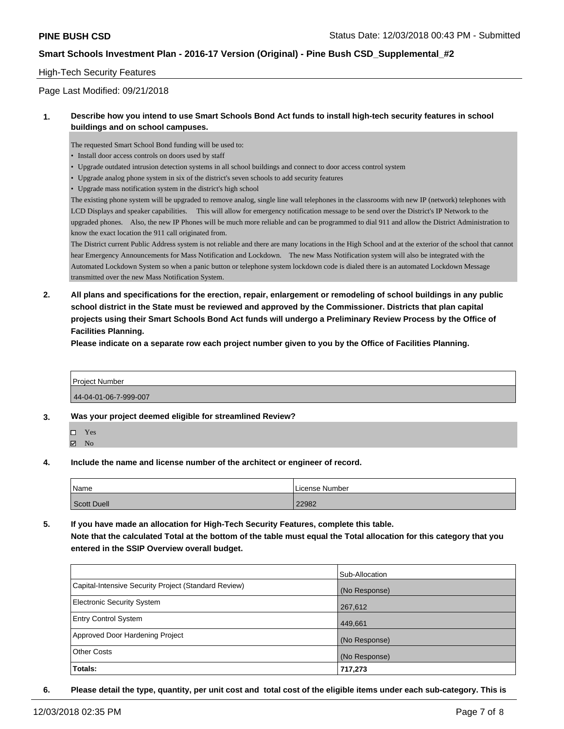## High-Tech Security Features

Page Last Modified: 09/21/2018

**1. Describe how you intend to use Smart Schools Bond Act funds to install high-tech security features in school buildings and on school campuses.**

The requested Smart School Bond funding will be used to:

- Install door access controls on doors used by staff
- Upgrade outdated intrusion detection systems in all school buildings and connect to door access control system
- Upgrade analog phone system in six of the district's seven schools to add security features
- Upgrade mass notification system in the district's high school

The existing phone system will be upgraded to remove analog, single line wall telephones in the classrooms with new IP (network) telephones with LCD Displays and speaker capabilities. This will allow for emergency notification message to be send over the District's IP Network to the upgraded phones. Also, the new IP Phones will be much more reliable and can be programmed to dial 911 and allow the District Administration to know the exact location the 911 call originated from.

The District current Public Address system is not reliable and there are many locations in the High School and at the exterior of the school that cannot hear Emergency Announcements for Mass Notification and Lockdown. The new Mass Notification system will also be integrated with the Automated Lockdown System so when a panic button or telephone system lockdown code is dialed there is an automated Lockdown Message transmitted over the new Mass Notification System.

**2. All plans and specifications for the erection, repair, enlargement or remodeling of school buildings in any public school district in the State must be reviewed and approved by the Commissioner. Districts that plan capital projects using their Smart Schools Bond Act funds will undergo a Preliminary Review Process by the Office of Facilities Planning.**

**Please indicate on a separate row each project number given to you by the Office of Facilities Planning.**

| Project Number |
| --- |
| 44-04-01-06-7-999-007 |

**3. Was your project deemed eligible for streamlined Review?**

- ☐ Yes
- ☑ No

**4. Include the name and license number of the architect or engineer of record.**

| Name | License Number |
| --- | --- |
| Scott Duell | 22982 |

**5. If you have made an allocation for High-Tech Security Features, complete this table. Note that the calculated Total at the bottom of the table must equal the Total allocation for this category that you entered in the SSIP Overview overall budget.**

| | Sub-Allocation |
| --- | --- |
| Capital-Intensive Security Project (Standard Review) | (No Response) |
| Electronic Security System | 267,612 |
| Entry Control System | 449,661 |
| Approved Door Hardening Project | (No Response) |
| Other Costs | (No Response) |
| **Totals:** | **717,273** |

**6. Please detail the type, quantity, per unit cost and total cost of the eligible items under each sub-category. This is**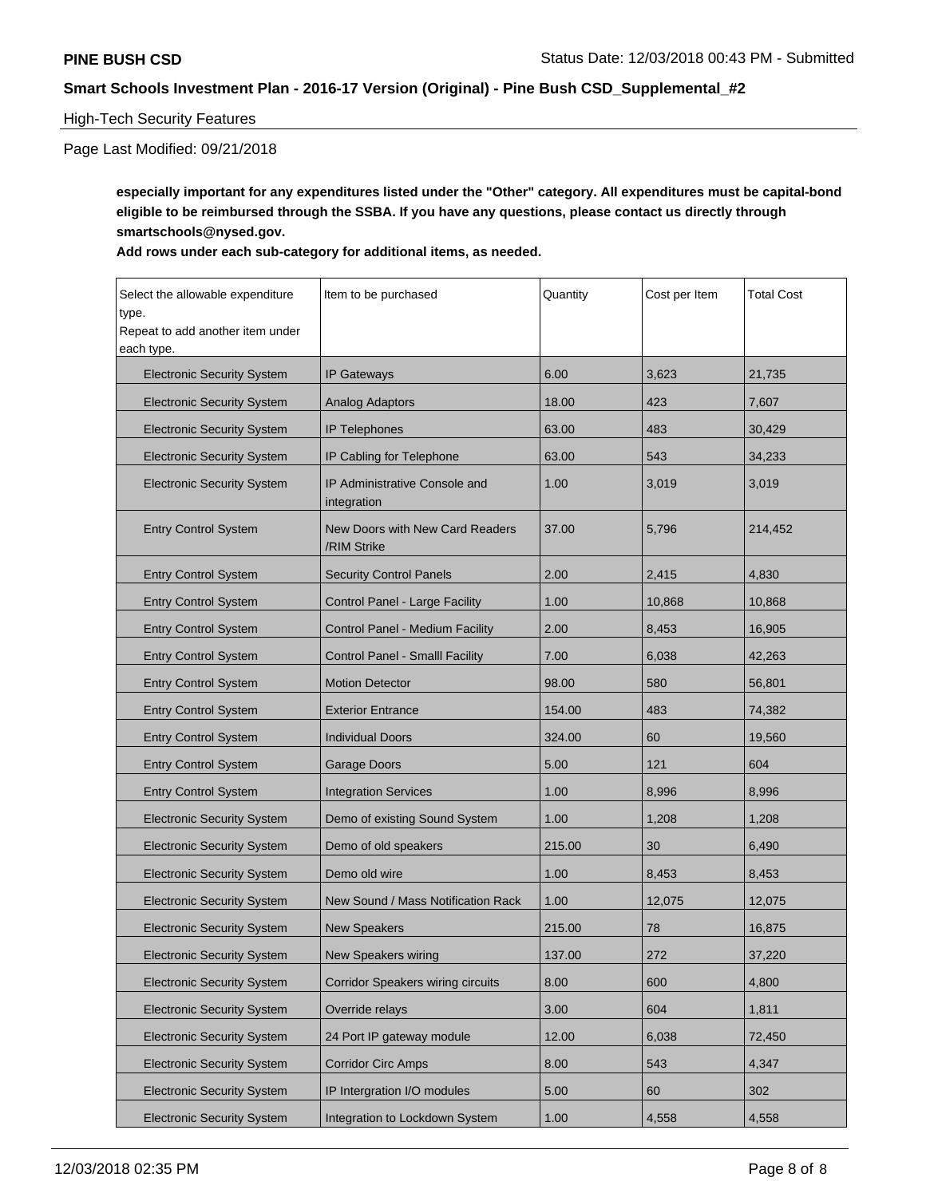**especially important for any expenditures listed under the "Other" category. All expenditures must be capital-bond eligible to be reimbursed through the SSBA. If you have any questions, please contact us directly through smartschools@nysed.gov.**

**Add rows under each sub-category for additional items, as needed.**

| Select the allowable expenditure type. Repeat to add another item under each type. | Item to be purchased | Quantity | Cost per Item | Total Cost |
|---|---|---|---|---|
| Electronic Security System | IP Gateways | 6.00 | 3,623 | 21,735 |
| Electronic Security System | Analog Adaptors | 18.00 | 423 | 7,607 |
| Electronic Security System | IP Telephones | 63.00 | 483 | 30,429 |
| Electronic Security System | IP Cabling for Telephone | 63.00 | 543 | 34,233 |
| Electronic Security System | IP Administrative Console and integration | 1.00 | 3,019 | 3,019 |
| Entry Control System | New Doors with New Card Readers /RIM Strike | 37.00 | 5,796 | 214,452 |
| Entry Control System | Security Control Panels | 2.00 | 2,415 | 4,830 |
| Entry Control System | Control Panel - Large Facility | 1.00 | 10,868 | 10,868 |
| Entry Control System | Control Panel - Medium Facility | 2.00 | 8,453 | 16,905 |
| Entry Control System | Control Panel - Smalll Facility | 7.00 | 6,038 | 42,263 |
| Entry Control System | Motion Detector | 98.00 | 580 | 56,801 |
| Entry Control System | Exterior Entrance | 154.00 | 483 | 74,382 |
| Entry Control System | Individual Doors | 324.00 | 60 | 19,560 |
| Entry Control System | Garage Doors | 5.00 | 121 | 604 |
| Entry Control System | Integration Services | 1.00 | 8,996 | 8,996 |
| Electronic Security System | Demo of existing Sound System | 1.00 | 1,208 | 1,208 |
| Electronic Security System | Demo of old speakers | 215.00 | 30 | 6,490 |
| Electronic Security System | Demo old wire | 1.00 | 8,453 | 8,453 |
| Electronic Security System | New Sound / Mass Notification Rack | 1.00 | 12,075 | 12,075 |
| Electronic Security System | New Speakers | 215.00 | 78 | 16,875 |
| Electronic Security System | New Speakers wiring | 137.00 | 272 | 37,220 |
| Electronic Security System | Corridor Speakers wiring circuits | 8.00 | 600 | 4,800 |
| Electronic Security System | Override relays | 3.00 | 604 | 1,811 |
| Electronic Security System | 24 Port IP gateway module | 12.00 | 6,038 | 72,450 |
| Electronic Security System | Corridor Circ Amps | 8.00 | 543 | 4,347 |
| Electronic Security System | IP Intergration I/O modules | 5.00 | 60 | 302 |
| Electronic Security System | Integration to Lockdown System | 1.00 | 4,558 | 4,558 |